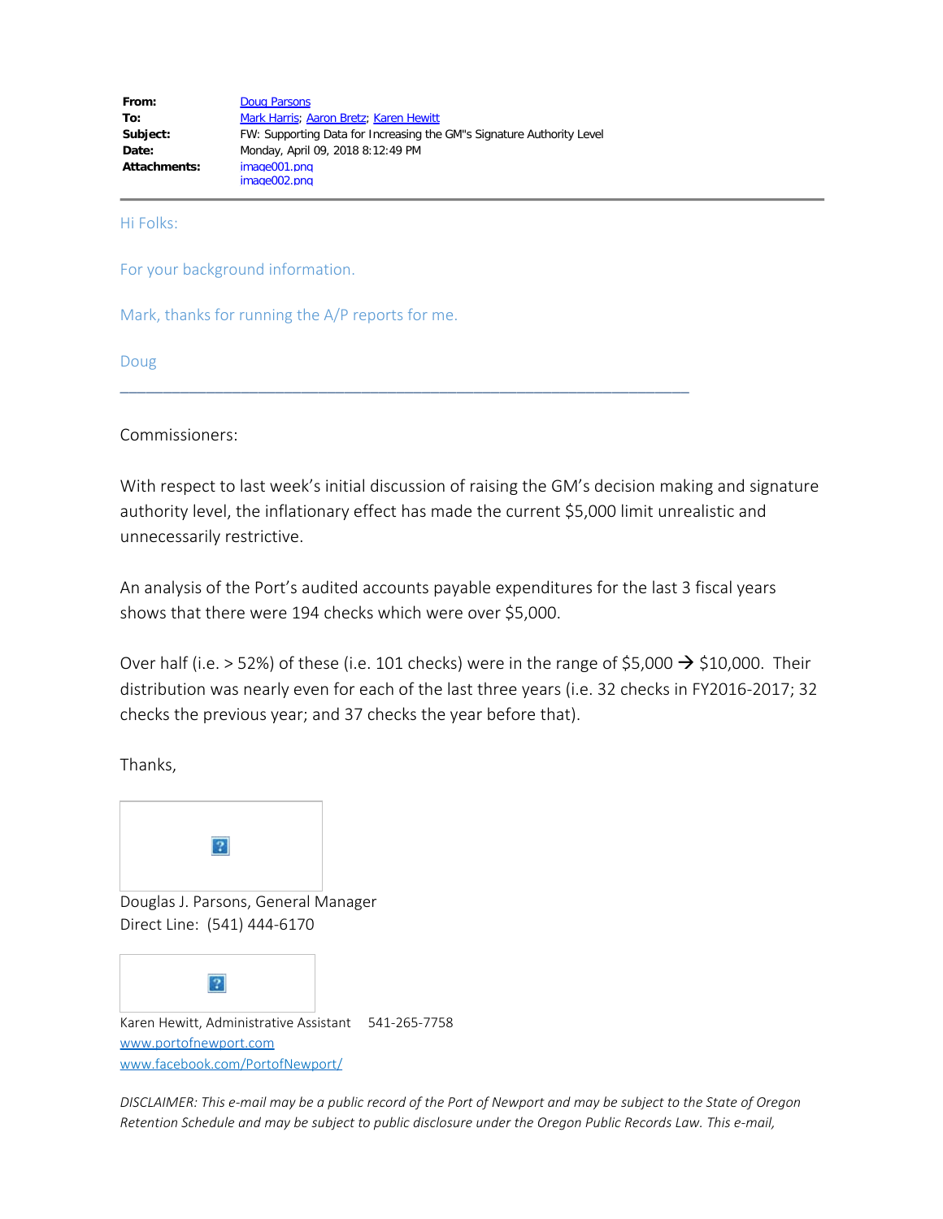| | |
|---|---|
| **From:** | Doug Parsons |
| **To:** | Mark Harris; Aaron Bretz; Karen Hewitt |
| **Subject:** | FW: Supporting Data for Increasing the GM"s Signature Authority Level |
| **Date:** | Monday, April 09, 2018 8:12:49 PM |
| **Attachments:** | image001.png<br>image002.png |

Hi Folks:

For your background information.

Mark, thanks for running the A/P reports for me.

Doug

---

Commissioners:

With respect to last week's initial discussion of raising the GM's decision making and signature authority level, the inflationary effect has made the current $5,000 limit unrealistic and unnecessarily restrictive.

An analysis of the Port's audited accounts payable expenditures for the last 3 fiscal years shows that there were 194 checks which were over $5,000.

Over half (i.e. > 52%) of these (i.e. 101 checks) were in the range of $5,000 → $10,000. Their distribution was nearly even for each of the last three years (i.e. 32 checks in FY2016-2017; 32 checks the previous year; and 37 checks the year before that).

Thanks,

Douglas J. Parsons, General Manager
Direct Line: (541) 444-6170

Karen Hewitt, Administrative Assistant 541-265-7758
www.portofnewport.com
www.facebook.com/PortofNewport/

*DISCLAIMER: This e-mail may be a public record of the Port of Newport and may be subject to the State of Oregon Retention Schedule and may be subject to public disclosure under the Oregon Public Records Law. This e-mail,*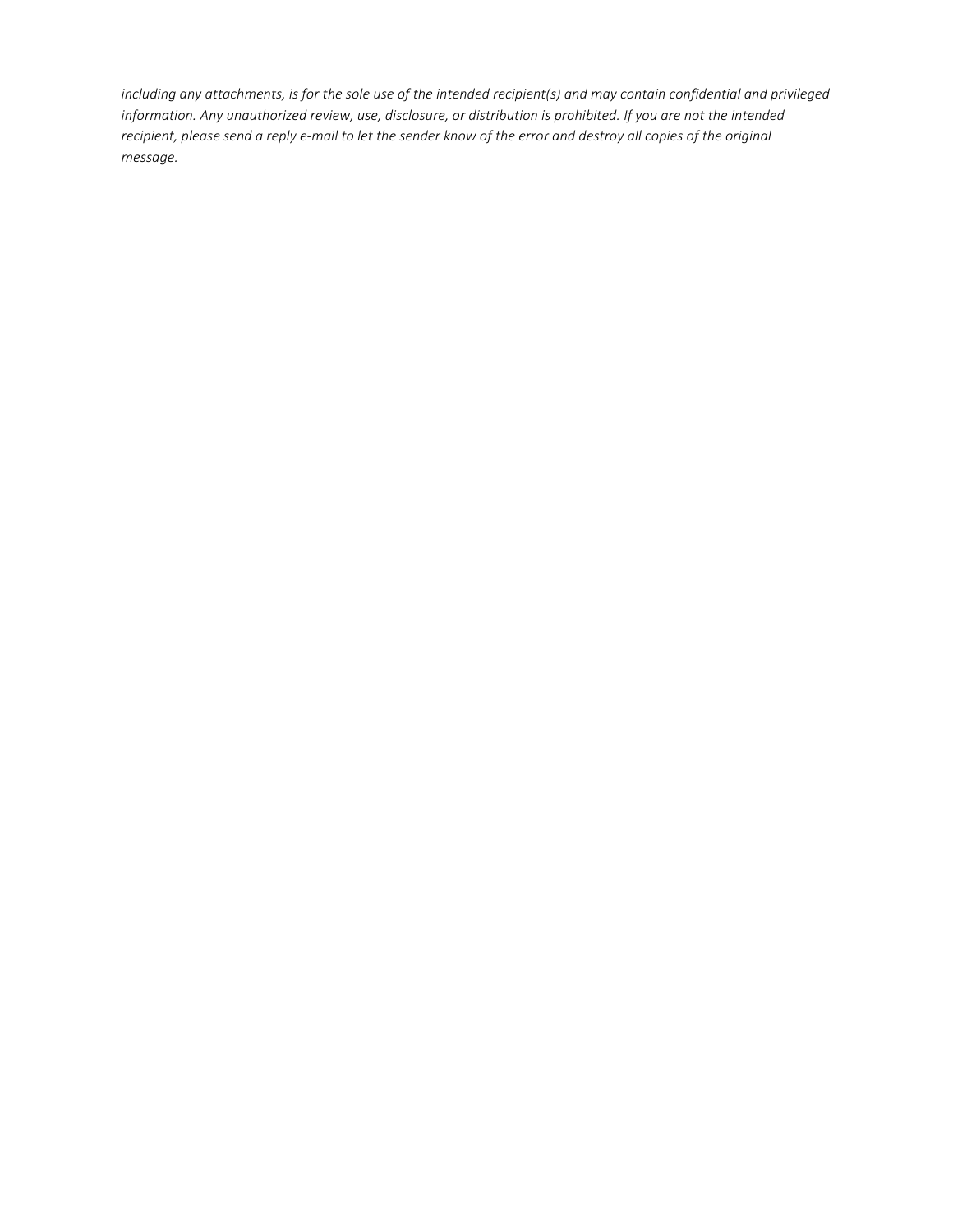*including any attachments, is for the sole use of the intended recipient(s) and may contain confidential and privileged information. Any unauthorized review, use, disclosure, or distribution is prohibited. If you are not the intended recipient, please send a reply e-mail to let the sender know of the error and destroy all copies of the original message.*